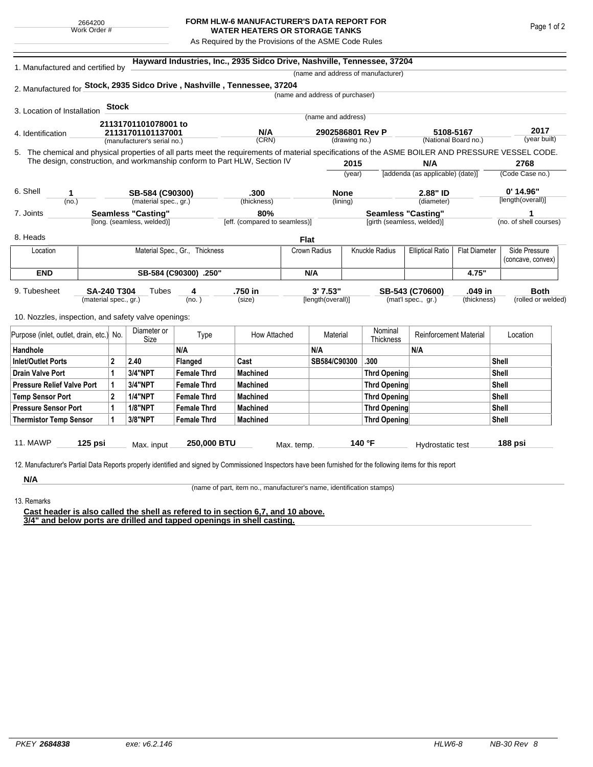2664200
Work Order #

# FORM HLW-6 MANUFACTURER'S DATA REPORT FOR WATER HEATERS OR STORAGE TANKS

As Required by the Provisions of the ASME Code Rules

1. Manufactured and certified by **Hayward Industries, Inc., 2935 Sidco Drive, Nashville, Tennessee, 37204**
(name and address of manufacturer)

2. Manufactured for **Stock, 2935 Sidco Drive , Nashville , Tennessee, 37204**
(name and address of purchaser)

3. Location of Installation **Stock**
(name and address)

4. Identification **21131701101078001 to 21131701101137001** (manufacturer's serial no.) **N/A** (CRN) **2902586801 Rev P** (drawing no.) **5108-5167** (National Board no.) **2017** (year built)

5. The chemical and physical properties of all parts meet the requirements of material specifications of the ASME BOILER AND PRESSURE VESSEL CODE. The design, construction, and workmanship conform to Part HLW, Section IV **2015** (year) **N/A** [addenda (as applicable) (date)] **2768** (Code Case no.)

6. Shell **1** (no.) **SB-584 (C90300)** (material spec., gr.) **.300** (thickness) **None** (lining) **2.88" ID** (diameter) **0' 14.96"** [length(overall)]

7. Joints **Seamless "Casting"** [long. (seamless, welded)] **80%** [eff. (compared to seamless)] **Seamless "Casting"** [girth (seamless, welded)] **1** (no. of shell courses)

8. Heads **Flat**

| Location | Material Spec., Gr., Thickness | Crown Radius | Knuckle Radius | Elliptical Ratio | Flat Diameter | Side Pressure (concave, convex) |
|---|---|---|---|---|---|---|
| **END** | **SB-584 (C90300) .250"** | **N/A** | | | **4.75"** | |

9. Tubesheet **SA-240 T304** (material spec., gr.) Tubes **4** (no.) **.750 in** (size) **3' 7.53"** [length(overall)] **SB-543 (C70600)** (mat'l spec., gr.) **.049 in** (thickness) **Both** (rolled or welded)

10. Nozzles, inspection, and safety valve openings:

| Purpose (inlet, outlet, drain, etc.) | No. | Diameter or Size | Type | How Attached | Material | Nominal Thickness | Reinforcement Material | Location |
|---|---|---|---|---|---|---|---|---|
| **Handhole** | | | **N/A** | | **N/A** | | **N/A** | |
| **Inlet/Outlet Ports** | **2** | **2.40** | **Flanged** | **Cast** | **SB584/C90300** | **.300** | | **Shell** |
| **Drain Valve Port** | **1** | **3/4"NPT** | **Female Thrd** | **Machined** | | **Thrd Opening** | | **Shell** |
| **Pressure Relief Valve Port** | **1** | **3/4"NPT** | **Female Thrd** | **Machined** | | **Thrd Opening** | | **Shell** |
| **Temp Sensor Port** | **2** | **1/4"NPT** | **Female Thrd** | **Machined** | | **Thrd Opening** | | **Shell** |
| **Pressure Sensor Port** | **1** | **1/8"NPT** | **Female Thrd** | **Machined** | | **Thrd Opening** | | **Shell** |
| **Thermistor Temp Sensor** | **1** | **3/8"NPT** | **Female Thrd** | **Machined** | | **Thrd Opening** | | **Shell** |

11. MAWP **125 psi** Max. input **250,000 BTU** Max. temp. **140 °F** Hydrostatic test **188 psi**

12. Manufacturer's Partial Data Reports properly identified and signed by Commissioned Inspectors have been furnished for the following items for this report

**N/A**
(name of part, item no., manufacturer's name, identification stamps)

13. Remarks

**Cast header is also called the shell as refered to in section 6,7, and 10 above.**
**3/4" and below ports are drilled and tapped openings in shell casting.**

PKEY **2684838** exe: v6.2.146 HLW6-8 NB-30 Rev 8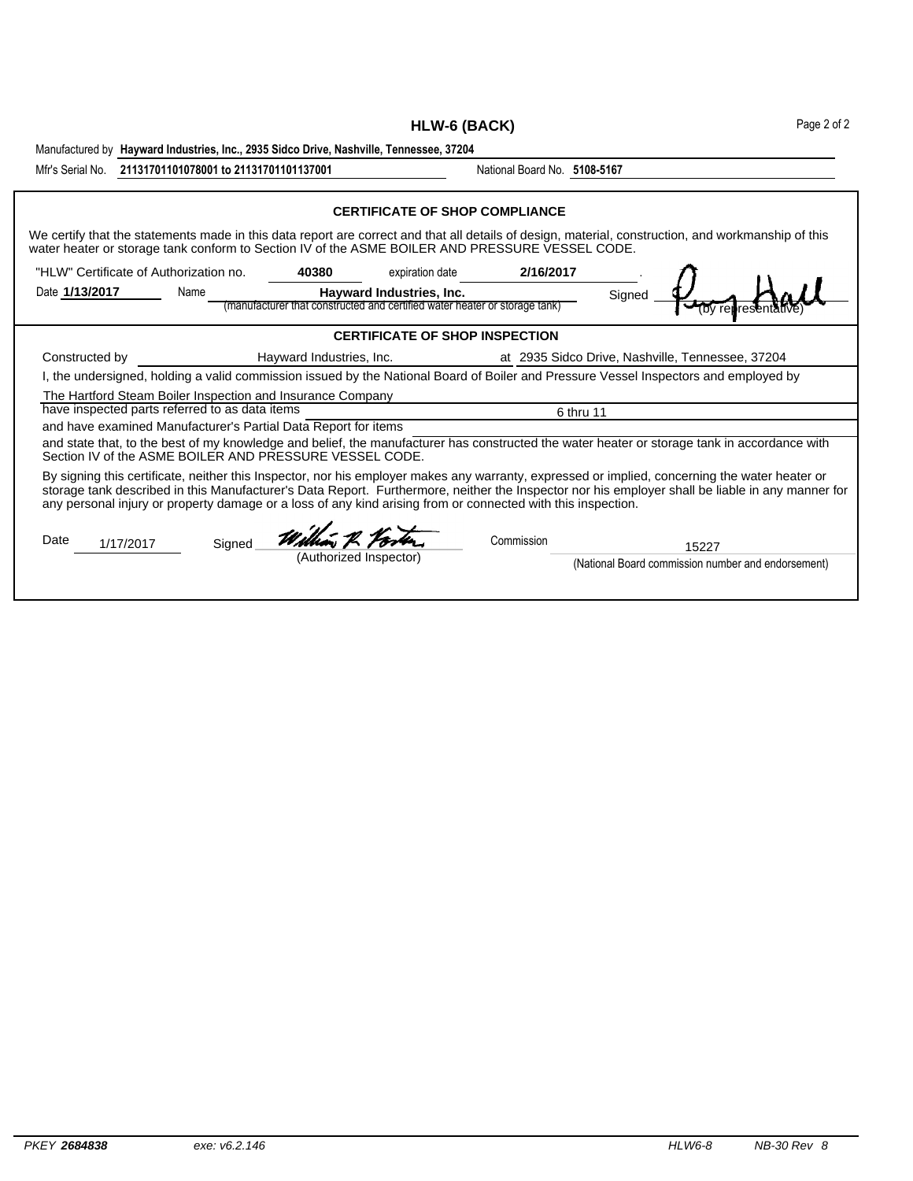# HLW-6 (BACK)

Manufactured by **Hayward Industries, Inc., 2935 Sidco Drive, Nashville, Tennessee, 37204**

Mfr's Serial No. **21131701101078001 to 21131701101137001** National Board No. **5108-5167**

## CERTIFICATE OF SHOP COMPLIANCE

We certify that the statements made in this data report are correct and that all details of design, material, construction, and workmanship of this water heater or storage tank conform to Section IV of the ASME BOILER AND PRESSURE VESSEL CODE.

"HLW" Certificate of Authorization no. **40380** expiration date **2/16/2017**.

Date **1/13/2017** Name **Hayward Industries, Inc.** (manufacturer that constructed and certified water heater or storage tank) Signed (by representative)

## CERTIFICATE OF SHOP INSPECTION

Constructed by Hayward Industries, Inc. at 2935 Sidco Drive, Nashville, Tennessee, 37204

I, the undersigned, holding a valid commission issued by the National Board of Boiler and Pressure Vessel Inspectors and employed by The Hartford Steam Boiler Inspection and Insurance Company

have inspected parts referred to as data items 6 thru 11

and have examined Manufacturer's Partial Data Report for items

and state that, to the best of my knowledge and belief, the manufacturer has constructed the water heater or storage tank in accordance with Section IV of the ASME BOILER AND PRESSURE VESSEL CODE.

By signing this certificate, neither this Inspector, nor his employer makes any warranty, expressed or implied, concerning the water heater or storage tank described in this Manufacturer's Data Report. Furthermore, neither the Inspector nor his employer shall be liable in any manner for any personal injury or property damage or a loss of any kind arising from or connected with this inspection.

Date 1/17/2017 Signed (Authorized Inspector) Commission 15227 (National Board commission number and endorsement)

*PKEY* ***2684838*** *exe: v6.2.146* *HLW6-8* *NB-30 Rev 8*